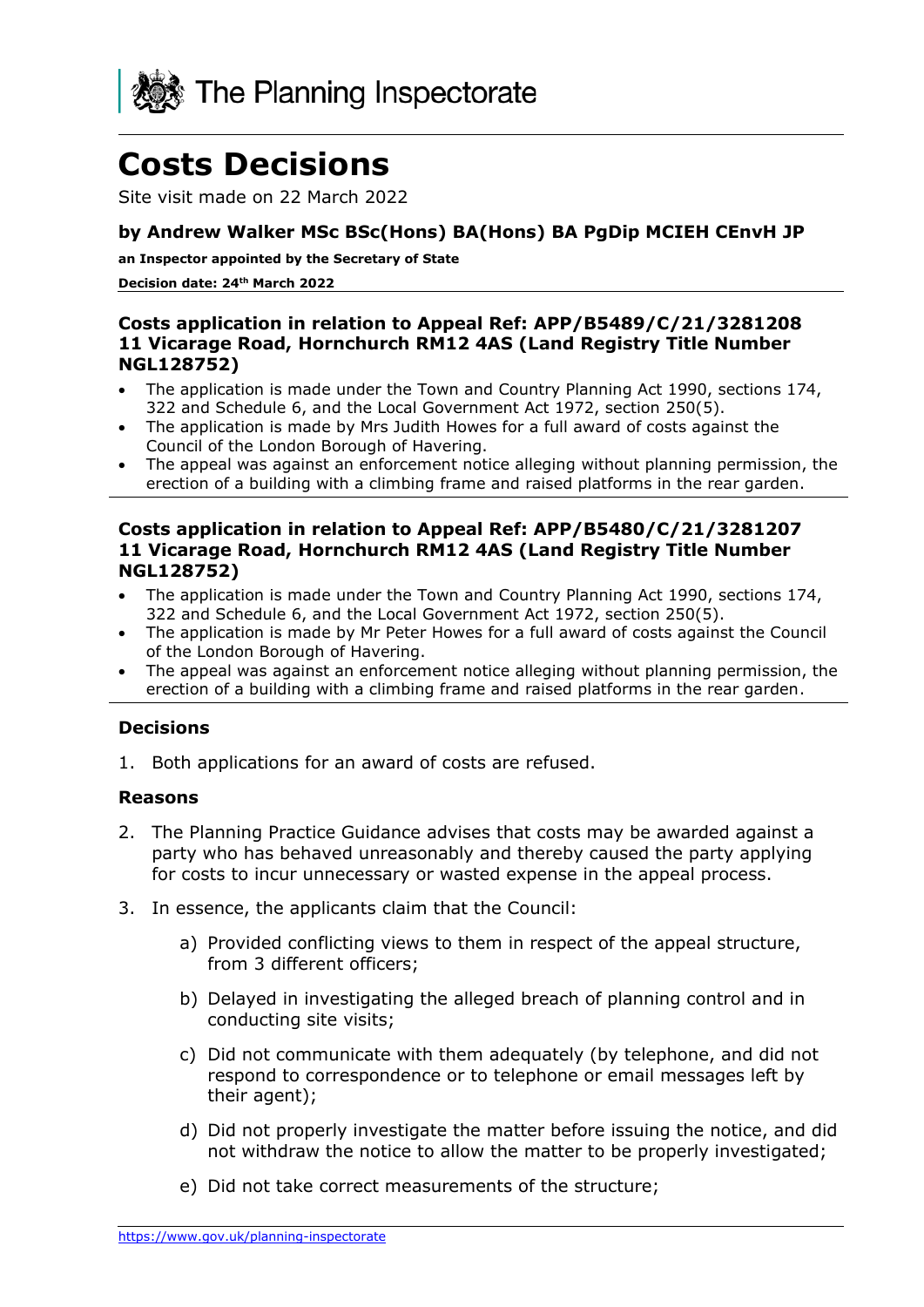The Planning Inspectorate

# Costs Decisions

Site visit made on 22 March 2022

### by Andrew Walker MSc BSc(Hons) BA(Hons) BA PgDip MCIEH CEnvH JP

**an Inspector appointed by the Secretary of State**

**Decision date: 24th March 2022**

### Costs application in relation to Appeal Ref: APP/B5489/C/21/3281208 11 Vicarage Road, Hornchurch RM12 4AS (Land Registry Title Number NGL128752)

- The application is made under the Town and Country Planning Act 1990, sections 174, 322 and Schedule 6, and the Local Government Act 1972, section 250(5).
- The application is made by Mrs Judith Howes for a full award of costs against the Council of the London Borough of Havering.
- The appeal was against an enforcement notice alleging without planning permission, the erection of a building with a climbing frame and raised platforms in the rear garden.

### Costs application in relation to Appeal Ref: APP/B5480/C/21/3281207 11 Vicarage Road, Hornchurch RM12 4AS (Land Registry Title Number NGL128752)

- The application is made under the Town and Country Planning Act 1990, sections 174, 322 and Schedule 6, and the Local Government Act 1972, section 250(5).
- The application is made by Mr Peter Howes for a full award of costs against the Council of the London Borough of Havering.
- The appeal was against an enforcement notice alleging without planning permission, the erection of a building with a climbing frame and raised platforms in the rear garden.

### Decisions

1. Both applications for an award of costs are refused.

### Reasons

2. The Planning Practice Guidance advises that costs may be awarded against a party who has behaved unreasonably and thereby caused the party applying for costs to incur unnecessary or wasted expense in the appeal process.

3. In essence, the applicants claim that the Council:

   a) Provided conflicting views to them in respect of the appeal structure, from 3 different officers;

   b) Delayed in investigating the alleged breach of planning control and in conducting site visits;

   c) Did not communicate with them adequately (by telephone, and did not respond to correspondence or to telephone or email messages left by their agent);

   d) Did not properly investigate the matter before issuing the notice, and did not withdraw the notice to allow the matter to be properly investigated;

   e) Did not take correct measurements of the structure;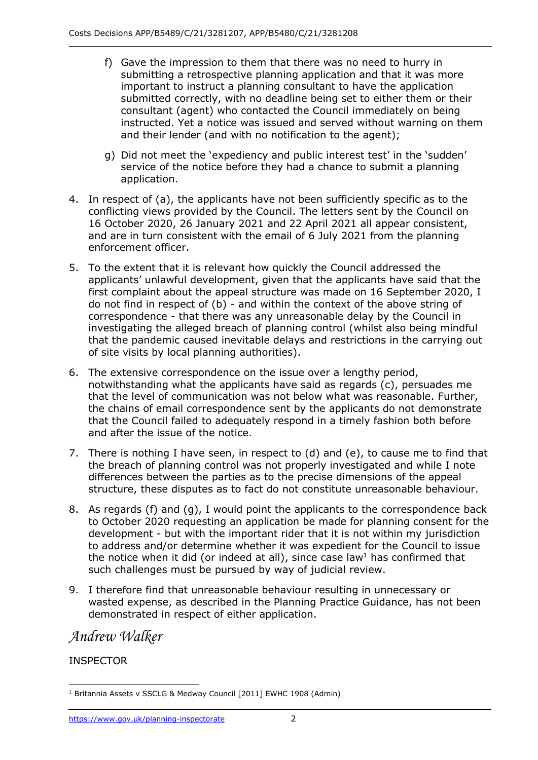f) Gave the impression to them that there was no need to hurry in submitting a retrospective planning application and that it was more important to instruct a planning consultant to have the application submitted correctly, with no deadline being set to either them or their consultant (agent) who contacted the Council immediately on being instructed. Yet a notice was issued and served without warning on them and their lender (and with no notification to the agent);

g) Did not meet the 'expediency and public interest test' in the 'sudden' service of the notice before they had a chance to submit a planning application.

4. In respect of (a), the applicants have not been sufficiently specific as to the conflicting views provided by the Council. The letters sent by the Council on 16 October 2020, 26 January 2021 and 22 April 2021 all appear consistent, and are in turn consistent with the email of 6 July 2021 from the planning enforcement officer.

5. To the extent that it is relevant how quickly the Council addressed the applicants' unlawful development, given that the applicants have said that the first complaint about the appeal structure was made on 16 September 2020, I do not find in respect of (b) - and within the context of the above string of correspondence - that there was any unreasonable delay by the Council in investigating the alleged breach of planning control (whilst also being mindful that the pandemic caused inevitable delays and restrictions in the carrying out of site visits by local planning authorities).

6. The extensive correspondence on the issue over a lengthy period, notwithstanding what the applicants have said as regards (c), persuades me that the level of communication was not below what was reasonable. Further, the chains of email correspondence sent by the applicants do not demonstrate that the Council failed to adequately respond in a timely fashion both before and after the issue of the notice.

7. There is nothing I have seen, in respect to (d) and (e), to cause me to find that the breach of planning control was not properly investigated and while I note differences between the parties as to the precise dimensions of the appeal structure, these disputes as to fact do not constitute unreasonable behaviour.

8. As regards (f) and (g), I would point the applicants to the correspondence back to October 2020 requesting an application be made for planning consent for the development - but with the important rider that it is not within my jurisdiction to address and/or determine whether it was expedient for the Council to issue the notice when it did (or indeed at all), since case law[1] has confirmed that such challenges must be pursued by way of judicial review.

9. I therefore find that unreasonable behaviour resulting in unnecessary or wasted expense, as described in the Planning Practice Guidance, has not been demonstrated in respect of either application.

*Andrew Walker*

INSPECTOR

[1] Britannia Assets v SSCLG & Medway Council [2011] EWHC 1908 (Admin)